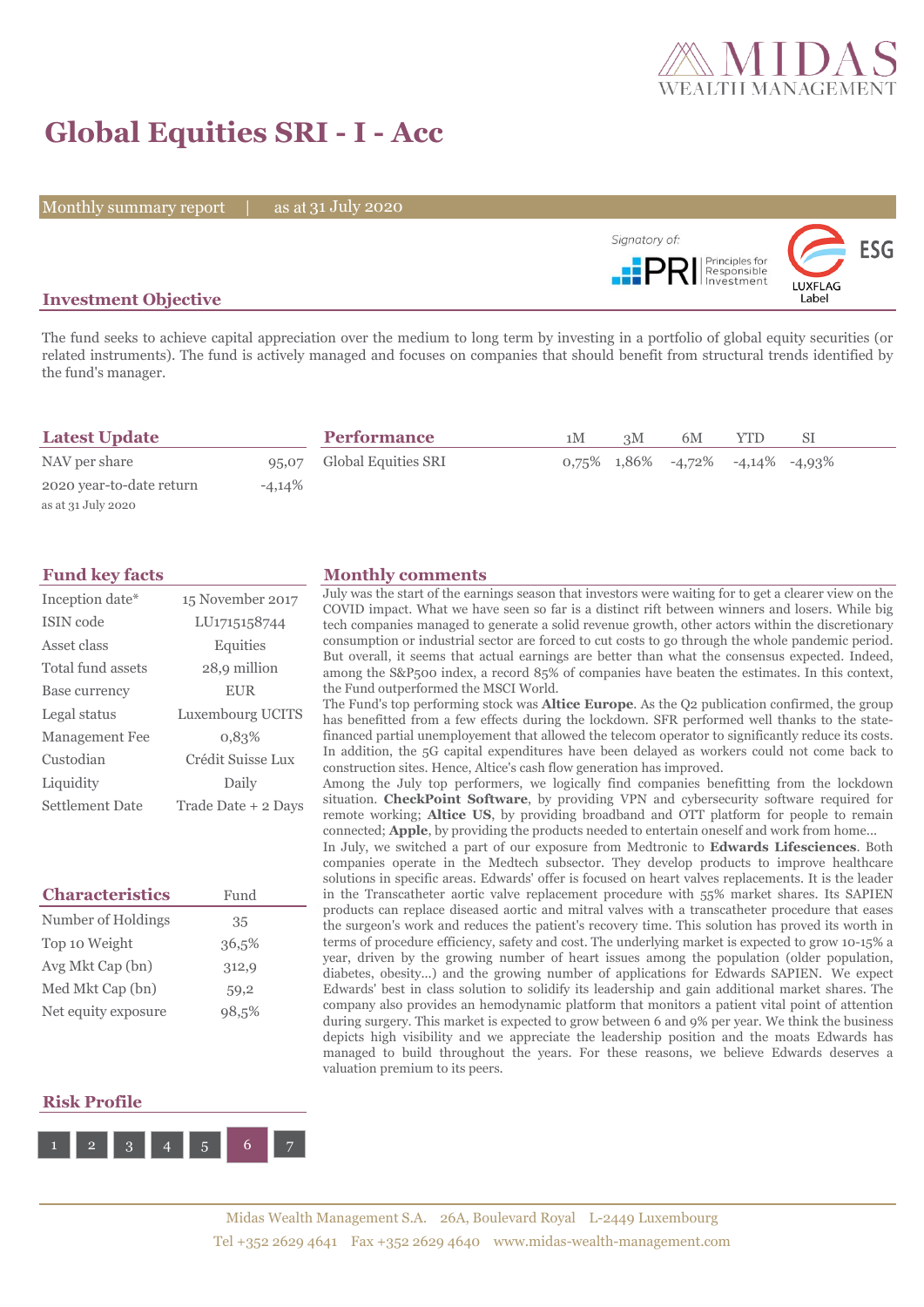# Global Equities SRI - I - Acc

Monthly summary report | as at 31 July 2020

Signatory of: PRI Principles for Responsible Investment

ESG LUXFLAG Label

## Investment Objective

The fund seeks to achieve capital appreciation over the medium to long term by investing in a portfolio of global equity securities (or related instruments). The fund is actively managed and focuses on companies that should benefit from structural trends identified by the fund's manager.

## Latest Update

| | |
|---|---|
| NAV per share | 95,07 |
| 2020 year-to-date return | -4,14% |

as at 31 July 2020

## Performance

| | 1M | 3M | 6M | YTD | SI |
|---|---|---|---|---|---|
| Global Equities SRI | 0,75% | 1,86% | -4,72% | -4,14% | -4,93% |

## Fund key facts

| | |
|---|---|
| Inception date* | 15 November 2017 |
| ISIN code | LU1715158744 |
| Asset class | Equities |
| Total fund assets | 28,9 million |
| Base currency | EUR |
| Legal status | Luxembourg UCITS |
| Management Fee | 0,83% |
| Custodian | Crédit Suisse Lux |
| Liquidity | Daily |
| Settlement Date | Trade Date + 2 Days |

## Characteristics

| | Fund |
|---|---|
| Number of Holdings | 35 |
| Top 10 Weight | 36,5% |
| Avg Mkt Cap (bn) | 312,9 |
| Med Mkt Cap (bn) | 59,2 |
| Net equity exposure | 98,5% |

## Risk Profile

1 2 3 4 5 **6** 7

## Monthly comments

July was the start of the earnings season that investors were waiting for to get a clearer view on the COVID impact. What we have seen so far is a distinct rift between winners and losers. While big tech companies managed to generate a solid revenue growth, other actors within the discretionary consumption or industrial sector are forced to cut costs to go through the whole pandemic period. But overall, it seems that actual earnings are better than what the consensus expected. Indeed, among the S&P500 index, a record 85% of companies have beaten the estimates. In this context, the Fund outperformed the MSCI World.

The Fund's top performing stock was **Altice Europe**. As the Q2 publication confirmed, the group has benefitted from a few effects during the lockdown. SFR performed well thanks to the state-financed partial unemployement that allowed the telecom operator to significantly reduce its costs. In addition, the 5G capital expenditures have been delayed as workers could not come back to construction sites. Hence, Altice's cash flow generation has improved.

Among the July top performers, we logically find companies benefitting from the lockdown situation. **CheckPoint Software**, by providing VPN and cybersecurity software required for remote working; **Altice US**, by providing broadband and OTT platform for people to remain connected; **Apple**, by providing the products needed to entertain oneself and work from home...

In July, we switched a part of our exposure from Medtronic to **Edwards Lifesciences**. Both companies operate in the Medtech subsector. They develop products to improve healthcare solutions in specific areas. Edwards' offer is focused on heart valves replacements. It is the leader in the Transcatheter aortic valve replacement procedure with 55% market shares. Its SAPIEN products can replace diseased aortic and mitral valves with a transcatheter procedure that eases the surgeon's work and reduces the patient's recovery time. This solution has proved its worth in terms of procedure efficiency, safety and cost. The underlying market is expected to grow 10-15% a year, driven by the growing number of heart issues among the population (older population, diabetes, obesity...) and the growing number of applications for Edwards SAPIEN. We expect Edwards' best in class solution to solidify its leadership and gain additional market shares. The company also provides an hemodynamic platform that monitors a patient vital point of attention during surgery. This market is expected to grow between 6 and 9% per year. We think the business depicts high visibility and we appreciate the leadership position and the moats Edwards has managed to build throughout the years. For these reasons, we believe Edwards deserves a valuation premium to its peers.

Midas Wealth Management S.A. 26A, Boulevard Royal L-2449 Luxembourg
Tel +352 2629 4641 Fax +352 2629 4640 www.midas-wealth-management.com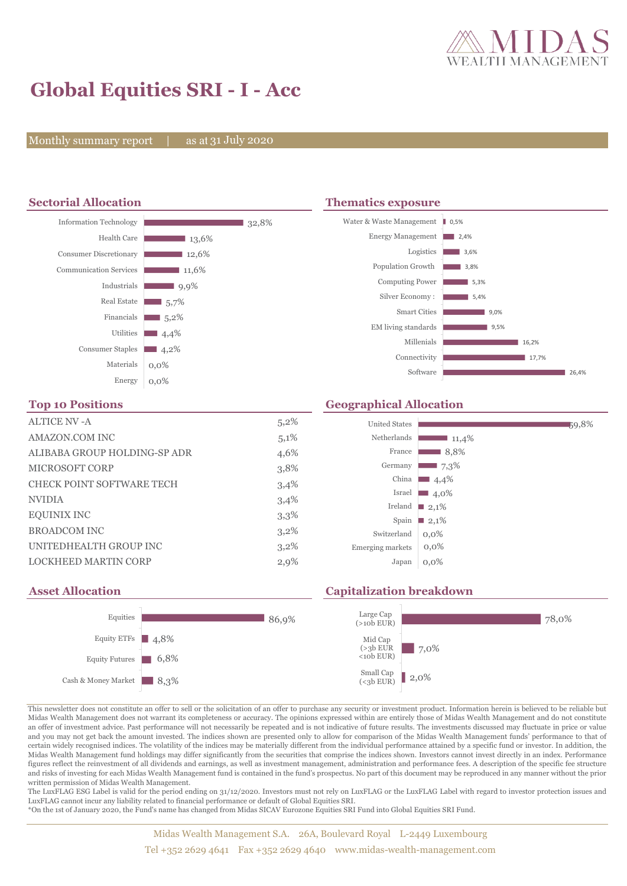MIDAS
WEALTH MANAGEMENT

# Global Equities SRI - I - Acc

Monthly summary report | as at 31 July 2020

## Sectorial Allocation

Information Technology 32,8%
Health Care 13,6%
Consumer Discretionary 12,6%
Communication Services 11,6%
Industrials 9,9%
Real Estate 5,7%
Financials 5,2%
Utilities 4,4%
Consumer Staples 4,2%
Materials 0,0%
Energy 0,0%

## Thematics exposure

Water & Waste Management 0,5%
Energy Management 2,4%
Logistics 3,6%
Population Growth 3,8%
Computing Power 5,3%
Silver Economy : 5,4%
Smart Cities 9,0%
EM living standards 9,5%
Millenials 16,2%
Connectivity 17,7%
Software 26,4%

## Top 10 Positions

| | |
|---|---|
| ALTICE NV -A | 5,2% |
| AMAZON.COM INC | 5,1% |
| ALIBABA GROUP HOLDING-SP ADR | 4,6% |
| MICROSOFT CORP | 3,8% |
| CHECK POINT SOFTWARE TECH | 3,4% |
| NVIDIA | 3,4% |
| EQUINIX INC | 3,3% |
| BROADCOM INC | 3,2% |
| UNITEDHEALTH GROUP INC | 3,2% |
| LOCKHEED MARTIN CORP | 2,9% |

## Geographical Allocation

United States 59,8%
Netherlands 11,4%
France 8,8%
Germany 7,3%
China 4,4%
Israel 4,0%
Ireland 2,1%
Spain 2,1%
Switzerland 0,0%
Emerging markets 0,0%
Japan 0,0%

## Asset Allocation

Equities 86,9%
Equity ETFs 4,8%
Equity Futures 6,8%
Cash & Money Market 8,3%

## Capitalization breakdown

Large Cap (>10b EUR) 78,0%
Mid Cap (>3b EUR <10b EUR) 7,0%
Small Cap (<3b EUR) 2,0%

This newsletter does not constitute an offer to sell or the solicitation of an offer to purchase any security or investment product. Information herein is believed to be reliable but Midas Wealth Management does not warrant its completeness or accuracy. The opinions expressed within are entirely those of Midas Wealth Management and do not constitute an offer of investment advice. Past performance will not necessarily be repeated and is not indicative of future results. The investments discussed may fluctuate in price or value and you may not get back the amount invested. The indices shown are presented only to allow for comparison of the Midas Wealth Management funds' performance to that of certain widely recognised indices. The volatility of the indices may be materially different from the individual performance attained by a specific fund or investor. In addition, the Midas Wealth Management fund holdings may differ significantly from the securities that comprise the indices shown. Investors cannot invest directly in an index. Performance figures reflect the reinvestment of all dividends and earnings, as well as investment management, administration and performance fees. A description of the specific fee structure and risks of investing for each Midas Wealth Management fund is contained in the fund's prospectus. No part of this document may be reproduced in any manner without the prior written permission of Midas Wealth Management.

The LuxFLAG ESG Label is valid for the period ending on 31/12/2020. Investors must not rely on LuxFLAG or the LuxFLAG Label with regard to investor protection issues and LuxFLAG cannot incur any liability related to financial performance or default of Global Equities SRI.

*On the 1st of January 2020, the Fund's name has changed from Midas SICAV Eurozone Equities SRI Fund into Global Equities SRI Fund.

Midas Wealth Management S.A. 26A, Boulevard Royal L-2449 Luxembourg
Tel +352 2629 4641 Fax +352 2629 4640 www.midas-wealth-management.com